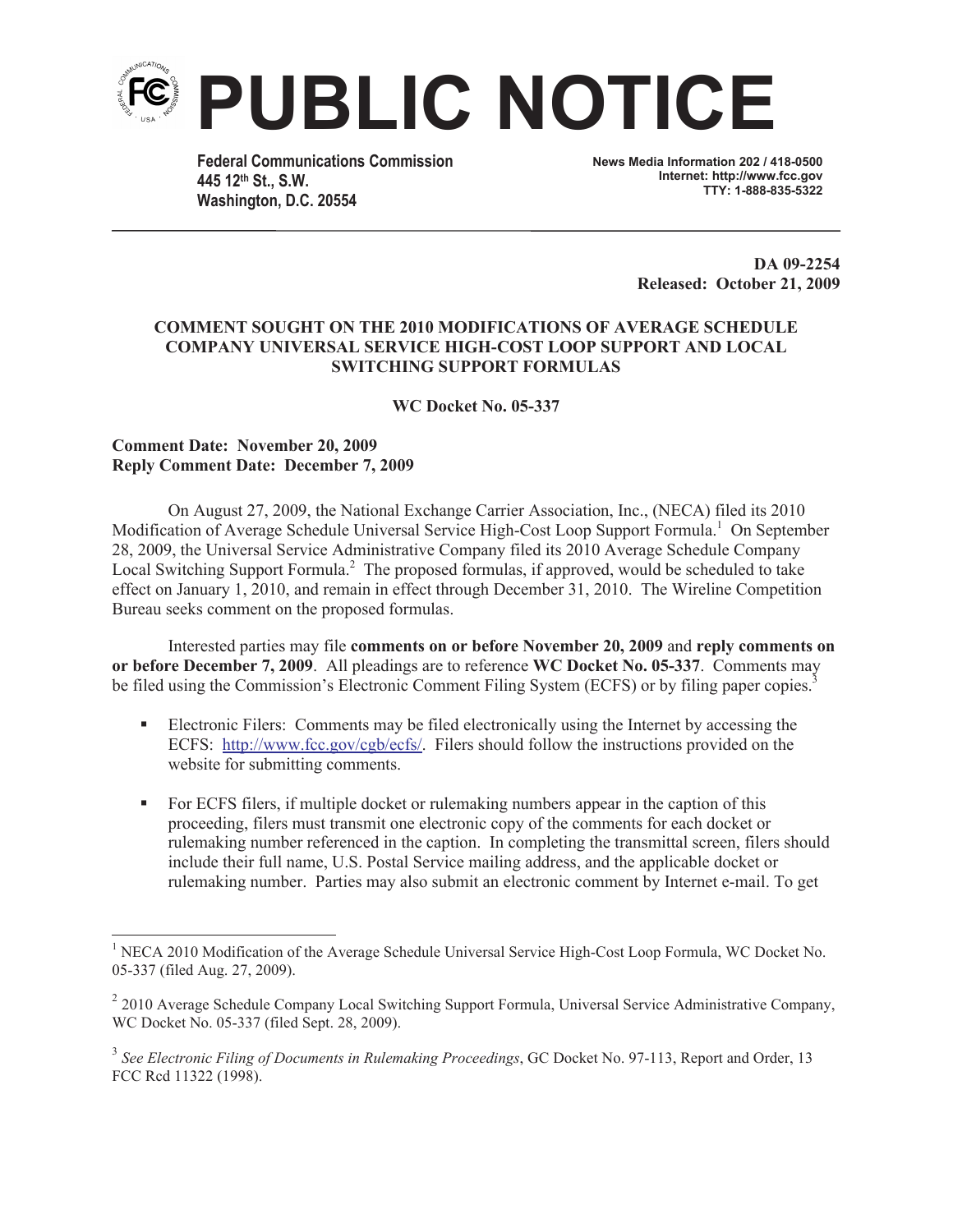# PUBLIC NOTICE

**Federal Communications Commission**
**445 12th St., S.W.**
**Washington, D.C. 20554**

**News Media Information 202 / 418-0500**
**Internet: http://www.fcc.gov**
**TTY: 1-888-835-5322**

**DA 09-2254**
**Released: October 21, 2009**

**COMMENT SOUGHT ON THE 2010 MODIFICATIONS OF AVERAGE SCHEDULE COMPANY UNIVERSAL SERVICE HIGH-COST LOOP SUPPORT AND LOCAL SWITCHING SUPPORT FORMULAS**

**WC Docket No. 05-337**

**Comment Date: November 20, 2009**
**Reply Comment Date: December 7, 2009**

On August 27, 2009, the National Exchange Carrier Association, Inc., (NECA) filed its 2010 Modification of Average Schedule Universal Service High-Cost Loop Support Formula.[1] On September 28, 2009, the Universal Service Administrative Company filed its 2010 Average Schedule Company Local Switching Support Formula.[2] The proposed formulas, if approved, would be scheduled to take effect on January 1, 2010, and remain in effect through December 31, 2010. The Wireline Competition Bureau seeks comment on the proposed formulas.

Interested parties may file **comments on or before November 20, 2009** and **reply comments on or before December 7, 2009**. All pleadings are to reference **WC Docket No. 05-337**. Comments may be filed using the Commission's Electronic Comment Filing System (ECFS) or by filing paper copies.[3]

- Electronic Filers: Comments may be filed electronically using the Internet by accessing the ECFS: http://www.fcc.gov/cgb/ecfs/. Filers should follow the instructions provided on the website for submitting comments.

- For ECFS filers, if multiple docket or rulemaking numbers appear in the caption of this proceeding, filers must transmit one electronic copy of the comments for each docket or rulemaking number referenced in the caption. In completing the transmittal screen, filers should include their full name, U.S. Postal Service mailing address, and the applicable docket or rulemaking number. Parties may also submit an electronic comment by Internet e-mail. To get

---

[1] NECA 2010 Modification of the Average Schedule Universal Service High-Cost Loop Formula, WC Docket No. 05-337 (filed Aug. 27, 2009).

[2] 2010 Average Schedule Company Local Switching Support Formula, Universal Service Administrative Company, WC Docket No. 05-337 (filed Sept. 28, 2009).

[3] *See Electronic Filing of Documents in Rulemaking Proceedings*, GC Docket No. 97-113, Report and Order, 13 FCC Rcd 11322 (1998).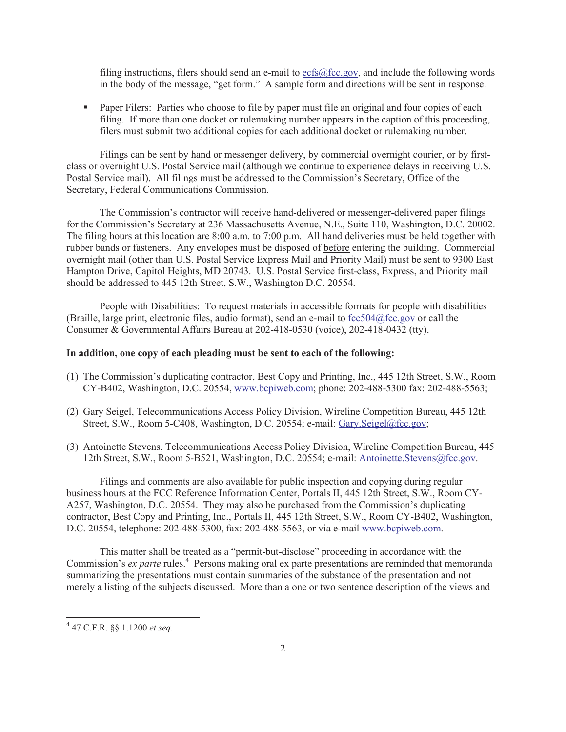filing instructions, filers should send an e-mail to ecfs@fcc.gov, and include the following words in the body of the message, "get form." A sample form and directions will be sent in response.

- Paper Filers: Parties who choose to file by paper must file an original and four copies of each filing. If more than one docket or rulemaking number appears in the caption of this proceeding, filers must submit two additional copies for each additional docket or rulemaking number.

Filings can be sent by hand or messenger delivery, by commercial overnight courier, or by first-class or overnight U.S. Postal Service mail (although we continue to experience delays in receiving U.S. Postal Service mail). All filings must be addressed to the Commission's Secretary, Office of the Secretary, Federal Communications Commission.

The Commission's contractor will receive hand-delivered or messenger-delivered paper filings for the Commission's Secretary at 236 Massachusetts Avenue, N.E., Suite 110, Washington, D.C. 20002. The filing hours at this location are 8:00 a.m. to 7:00 p.m. All hand deliveries must be held together with rubber bands or fasteners. Any envelopes must be disposed of before entering the building. Commercial overnight mail (other than U.S. Postal Service Express Mail and Priority Mail) must be sent to 9300 East Hampton Drive, Capitol Heights, MD 20743. U.S. Postal Service first-class, Express, and Priority mail should be addressed to 445 12th Street, S.W., Washington D.C. 20554.

People with Disabilities: To request materials in accessible formats for people with disabilities (Braille, large print, electronic files, audio format), send an e-mail to fcc504@fcc.gov or call the Consumer & Governmental Affairs Bureau at 202-418-0530 (voice), 202-418-0432 (tty).

**In addition, one copy of each pleading must be sent to each of the following:**

(1) The Commission's duplicating contractor, Best Copy and Printing, Inc., 445 12th Street, S.W., Room CY-B402, Washington, D.C. 20554, www.bcpiweb.com; phone: 202-488-5300 fax: 202-488-5563;

(2) Gary Seigel, Telecommunications Access Policy Division, Wireline Competition Bureau, 445 12th Street, S.W., Room 5-C408, Washington, D.C. 20554; e-mail: Gary.Seigel@fcc.gov;

(3) Antoinette Stevens, Telecommunications Access Policy Division, Wireline Competition Bureau, 445 12th Street, S.W., Room 5-B521, Washington, D.C. 20554; e-mail: Antoinette.Stevens@fcc.gov.

Filings and comments are also available for public inspection and copying during regular business hours at the FCC Reference Information Center, Portals II, 445 12th Street, S.W., Room CY-A257, Washington, D.C. 20554. They may also be purchased from the Commission's duplicating contractor, Best Copy and Printing, Inc., Portals II, 445 12th Street, S.W., Room CY-B402, Washington, D.C. 20554, telephone: 202-488-5300, fax: 202-488-5563, or via e-mail www.bcpiweb.com.

This matter shall be treated as a "permit-but-disclose" proceeding in accordance with the Commission's *ex parte* rules.[4] Persons making oral ex parte presentations are reminded that memoranda summarizing the presentations must contain summaries of the substance of the presentation and not merely a listing of the subjects discussed. More than a one or two sentence description of the views and

---

[4] 47 C.F.R. §§ 1.1200 *et seq*.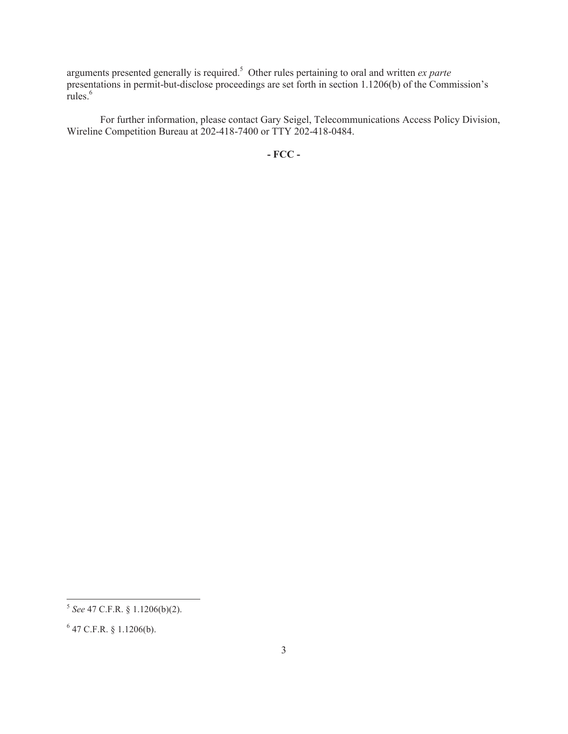arguments presented generally is required.[5] Other rules pertaining to oral and written *ex parte* presentations in permit-but-disclose proceedings are set forth in section 1.1206(b) of the Commission's rules.[6]

For further information, please contact Gary Seigel, Telecommunications Access Policy Division, Wireline Competition Bureau at 202-418-7400 or TTY 202-418-0484.

**- FCC -**

---

[5] *See* 47 C.F.R. § 1.1206(b)(2).

[6] 47 C.F.R. § 1.1206(b).